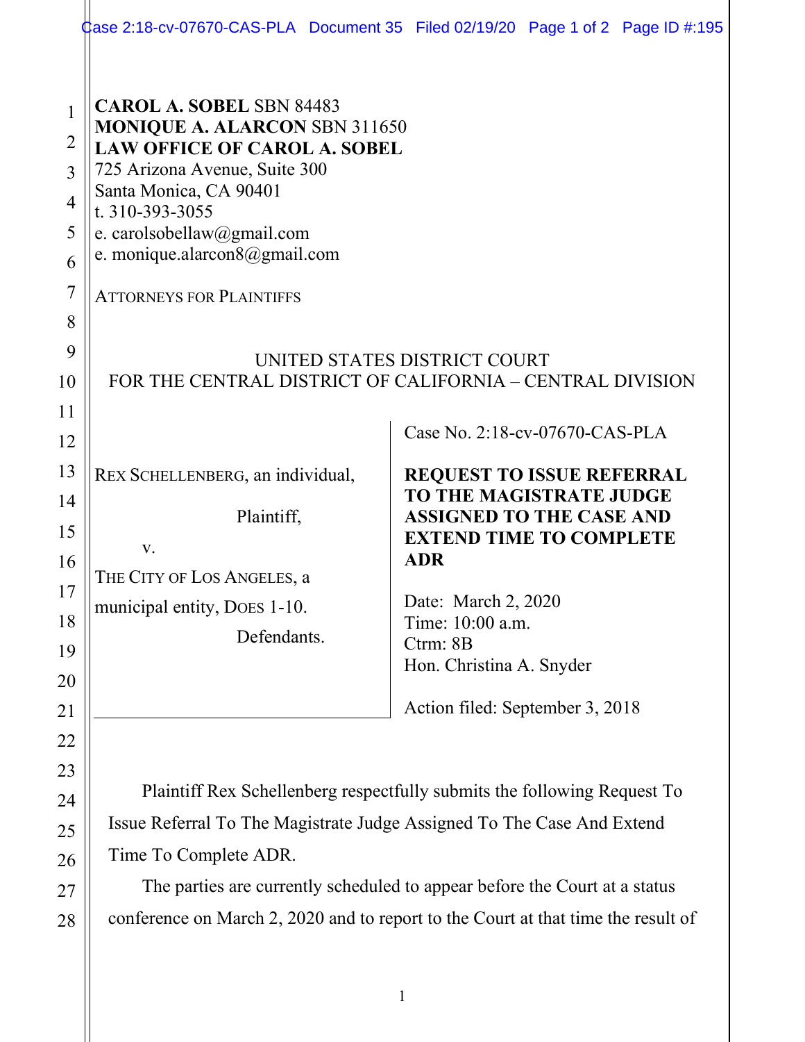**CAROL A. SOBEL** SBN 84483
**MONIQUE A. ALARCON** SBN 311650
**LAW OFFICE OF CAROL A. SOBEL**
725 Arizona Avenue, Suite 300
Santa Monica, CA 90401
t. 310-393-3055
e. carolsobellaw@gmail.com
e. monique.alarcon8@gmail.com

ATTORNEYS FOR PLAINTIFFS

UNITED STATES DISTRICT COURT
FOR THE CENTRAL DISTRICT OF CALIFORNIA – CENTRAL DIVISION

REX SCHELLENBERG, an individual,

Plaintiff,

v.

THE CITY OF LOS ANGELES, a municipal entity, DOES 1-10.

Defendants.

Case No. 2:18-cv-07670-CAS-PLA

**REQUEST TO ISSUE REFERRAL TO THE MAGISTRATE JUDGE ASSIGNED TO THE CASE AND EXTEND TIME TO COMPLETE ADR**

Date: March 2, 2020
Time: 10:00 a.m.
Ctrm: 8B
Hon. Christina A. Snyder

Action filed: September 3, 2018

Plaintiff Rex Schellenberg respectfully submits the following Request To Issue Referral To The Magistrate Judge Assigned To The Case And Extend Time To Complete ADR.

The parties are currently scheduled to appear before the Court at a status conference on March 2, 2020 and to report to the Court at that time the result of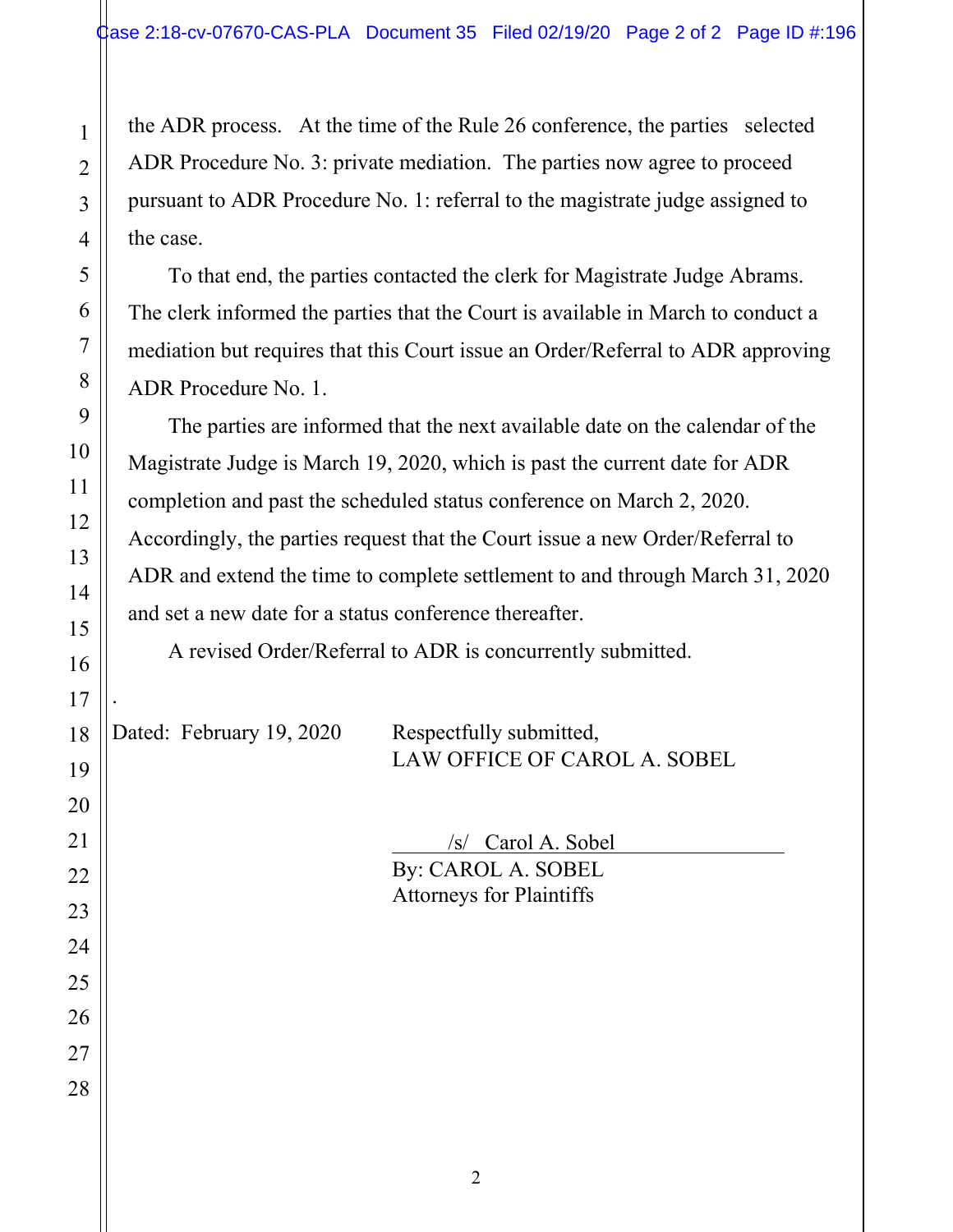the ADR process. At the time of the Rule 26 conference, the parties selected ADR Procedure No. 3: private mediation. The parties now agree to proceed pursuant to ADR Procedure No. 1: referral to the magistrate judge assigned to the case.

To that end, the parties contacted the clerk for Magistrate Judge Abrams. The clerk informed the parties that the Court is available in March to conduct a mediation but requires that this Court issue an Order/Referral to ADR approving ADR Procedure No. 1.

The parties are informed that the next available date on the calendar of the Magistrate Judge is March 19, 2020, which is past the current date for ADR completion and past the scheduled status conference on March 2, 2020. Accordingly, the parties request that the Court issue a new Order/Referral to ADR and extend the time to complete settlement to and through March 31, 2020 and set a new date for a status conference thereafter.

A revised Order/Referral to ADR is concurrently submitted.

.

Dated: February 19, 2020

Respectfully submitted,
LAW OFFICE OF CAROL A. SOBEL

/s/ Carol A. Sobel
By: CAROL A. SOBEL
Attorneys for Plaintiffs